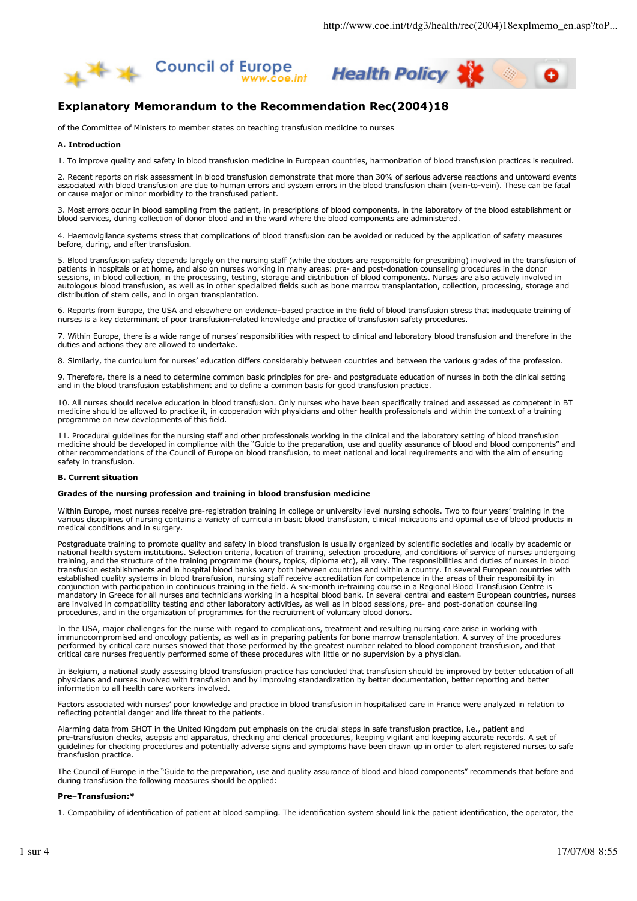# Explanatory Memorandum to the Recommendation Rec(2004)18

of the Committee of Ministers to member states on teaching transfusion medicine to nurses

**A. Introduction**

1. To improve quality and safety in blood transfusion medicine in European countries, harmonization of blood transfusion practices is required.

2. Recent reports on risk assessment in blood transfusion demonstrate that more than 30% of serious adverse reactions and untoward events associated with blood transfusion are due to human errors and system errors in the blood transfusion chain (vein-to-vein). These can be fatal or cause major or minor morbidity to the transfused patient.

3. Most errors occur in blood sampling from the patient, in prescriptions of blood components, in the laboratory of the blood establishment or blood services, during collection of donor blood and in the ward where the blood components are administered.

4. Haemovigilance systems stress that complications of blood transfusion can be avoided or reduced by the application of safety measures before, during, and after transfusion.

5. Blood transfusion safety depends largely on the nursing staff (while the doctors are responsible for prescribing) involved in the transfusion of patients in hospitals or at home, and also on nurses working in many areas: pre- and post-donation counseling procedures in the donor sessions, in blood collection, in the processing, testing, storage and distribution of blood components. Nurses are also actively involved in autologous blood transfusion, as well as in other specialized fields such as bone marrow transplantation, collection, processing, storage and distribution of stem cells, and in organ transplantation.

6. Reports from Europe, the USA and elsewhere on evidence–based practice in the field of blood transfusion stress that inadequate training of nurses is a key determinant of poor transfusion-related knowledge and practice of transfusion safety procedures.

7. Within Europe, there is a wide range of nurses' responsibilities with respect to clinical and laboratory blood transfusion and therefore in the duties and actions they are allowed to undertake.

8. Similarly, the curriculum for nurses' education differs considerably between countries and between the various grades of the profession.

9. Therefore, there is a need to determine common basic principles for pre- and postgraduate education of nurses in both the clinical setting and in the blood transfusion establishment and to define a common basis for good transfusion practice.

10. All nurses should receive education in blood transfusion. Only nurses who have been specifically trained and assessed as competent in BT medicine should be allowed to practice it, in cooperation with physicians and other health professionals and within the context of a training programme on new developments of this field.

11. Procedural guidelines for the nursing staff and other professionals working in the clinical and the laboratory setting of blood transfusion medicine should be developed in compliance with the "Guide to the preparation, use and quality assurance of blood and blood components" and other recommendations of the Council of Europe on blood transfusion, to meet national and local requirements and with the aim of ensuring safety in transfusion.

**B. Current situation**

**Grades of the nursing profession and training in blood transfusion medicine**

Within Europe, most nurses receive pre-registration training in college or university level nursing schools. Two to four years' training in the various disciplines of nursing contains a variety of curricula in basic blood transfusion, clinical indications and optimal use of blood products in medical conditions and in surgery.

Postgraduate training to promote quality and safety in blood transfusion is usually organized by scientific societies and locally by academic or national health system institutions. Selection criteria, location of training, selection procedure, and conditions of service of nurses undergoing training, and the structure of the training programme (hours, topics, diploma etc), all vary. The responsibilities and duties of nurses in blood transfusion establishments and in hospital blood banks vary both between countries and within a country. In several European countries with established quality systems in blood transfusion, nursing staff receive accreditation for competence in the areas of their responsibility in conjunction with participation in continuous training in the field. A six-month in-training course in a Regional Blood Transfusion Centre is mandatory in Greece for all nurses and technicians working in a hospital blood bank. In several central and eastern European countries, nurses are involved in compatibility testing and other laboratory activities, as well as in blood sessions, pre- and post-donation counselling procedures, and in the organization of programmes for the recruitment of voluntary blood donors.

In the USA, major challenges for the nurse with regard to complications, treatment and resulting nursing care arise in working with immunocompromised and oncology patients, as well as in preparing patients for bone marrow transplantation. A survey of the procedures performed by critical care nurses showed that those performed by the greatest number related to blood component transfusion, and that critical care nurses frequently performed some of these procedures with little or no supervision by a physician.

In Belgium, a national study assessing blood transfusion practice has concluded that transfusion should be improved by better education of all physicians and nurses involved with transfusion and by improving standardization by better documentation, better reporting and better information to all health care workers involved.

Factors associated with nurses' poor knowledge and practice in blood transfusion in hospitalised care in France were analyzed in relation to reflecting potential danger and life threat to the patients.

Alarming data from SHOT in the United Kingdom put emphasis on the crucial steps in safe transfusion practice, i.e., patient and pre-transfusion checks, asepsis and apparatus, checking and clerical procedures, keeping vigilant and keeping accurate records. A set of guidelines for checking procedures and potentially adverse signs and symptoms have been drawn up in order to alert registered nurses to safe transfusion practice.

The Council of Europe in the "Guide to the preparation, use and quality assurance of blood and blood components" recommends that before and during transfusion the following measures should be applied:

**Pre–Transfusion:***

1. Compatibility of identification of patient at blood sampling. The identification system should link the patient identification, the operator, the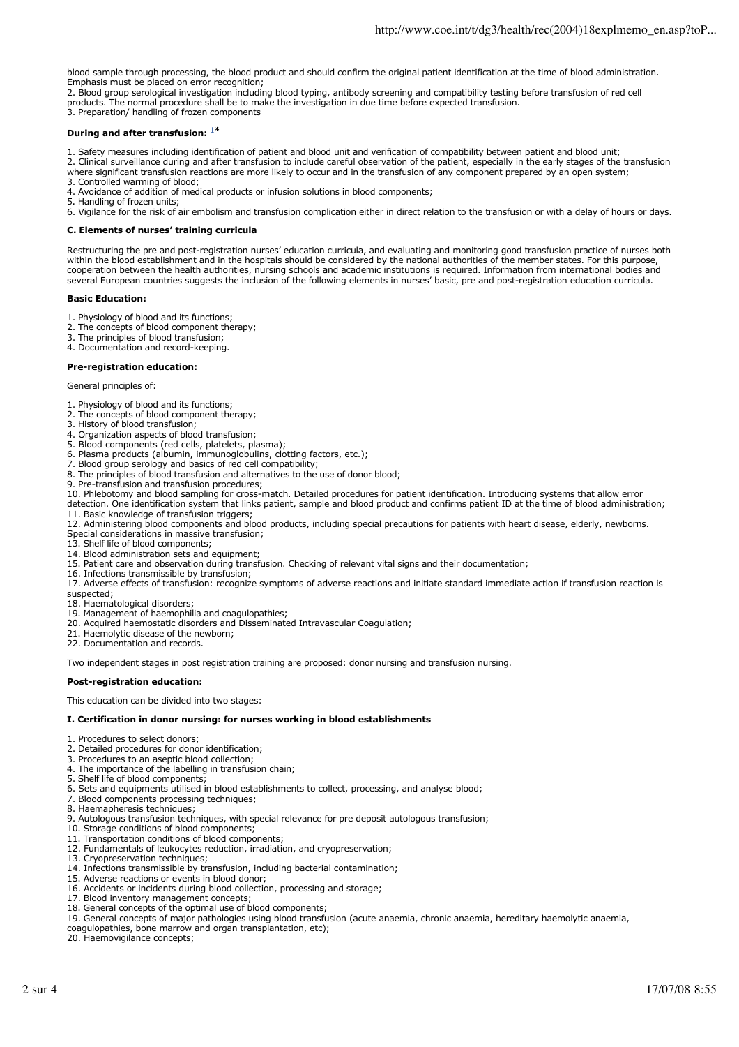blood sample through processing, the blood product and should confirm the original patient identification at the time of blood administration. Emphasis must be placed on error recognition;
2. Blood group serological investigation including blood typing, antibody screening and compatibility testing before transfusion of red cell products. The normal procedure shall be to make the investigation in due time before expected transfusion.
3. Preparation/ handling of frozen components

**During and after transfusion:** [1]*

1. Safety measures including identification of patient and blood unit and verification of compatibility between patient and blood unit;
2. Clinical surveillance during and after transfusion to include careful observation of the patient, especially in the early stages of the transfusion where significant transfusion reactions are more likely to occur and in the transfusion of any component prepared by an open system;
3. Controlled warming of blood;
4. Avoidance of addition of medical products or infusion solutions in blood components;
5. Handling of frozen units;
6. Vigilance for the risk of air embolism and transfusion complication either in direct relation to the transfusion or with a delay of hours or days.

### C. Elements of nurses' training curricula

Restructuring the pre and post-registration nurses' education curricula, and evaluating and monitoring good transfusion practice of nurses both within the blood establishment and in the hospitals should be considered by the national authorities of the member states. For this purpose, cooperation between the health authorities, nursing schools and academic institutions is required. Information from international bodies and several European countries suggests the inclusion of the following elements in nurses' basic, pre and post-registration education curricula.

**Basic Education:**

1. Physiology of blood and its functions;
2. The concepts of blood component therapy;
3. The principles of blood transfusion;
4. Documentation and record-keeping.

**Pre-registration education:**

General principles of:

1. Physiology of blood and its functions;
2. The concepts of blood component therapy;
3. History of blood transfusion;
4. Organization aspects of blood transfusion;
5. Blood components (red cells, platelets, plasma);
6. Plasma products (albumin, immunoglobulins, clotting factors, etc.);
7. Blood group serology and basics of red cell compatibility;
8. The principles of blood transfusion and alternatives to the use of donor blood;
9. Pre-transfusion and transfusion procedures;
10. Phlebotomy and blood sampling for cross-match. Detailed procedures for patient identification. Introducing systems that allow error detection. One identification system that links patient, sample and blood product and confirms patient ID at the time of blood administration;
11. Basic knowledge of transfusion triggers;
12. Administering blood components and blood products, including special precautions for patients with heart disease, elderly, newborns. Special considerations in massive transfusion;
13. Shelf life of blood components;
14. Blood administration sets and equipment;
15. Patient care and observation during transfusion. Checking of relevant vital signs and their documentation;
16. Infections transmissible by transfusion;
17. Adverse effects of transfusion: recognize symptoms of adverse reactions and initiate standard immediate action if transfusion reaction is suspected;
18. Haematological disorders;
19. Management of haemophilia and coagulopathies;
20. Acquired haemostatic disorders and Disseminated Intravascular Coagulation;
21. Haemolytic disease of the newborn;
22. Documentation and records.

Two independent stages in post registration training are proposed: donor nursing and transfusion nursing.

**Post-registration education:**

This education can be divided into two stages:

**I. Certification in donor nursing: for nurses working in blood establishments**

1. Procedures to select donors;
2. Detailed procedures for donor identification;
3. Procedures to an aseptic blood collection;
4. The importance of the labelling in transfusion chain;
5. Shelf life of blood components;
6. Sets and equipments utilised in blood establishments to collect, processing, and analyse blood;
7. Blood components processing techniques;
8. Haemapheresis techniques;
9. Autologous transfusion techniques, with special relevance for pre deposit autologous transfusion;
10. Storage conditions of blood components;
11. Transportation conditions of blood components;
12. Fundamentals of leukocytes reduction, irradiation, and cryopreservation;
13. Cryopreservation techniques;
14. Infections transmissible by transfusion, including bacterial contamination;
15. Adverse reactions or events in blood donor;
16. Accidents or incidents during blood collection, processing and storage;
17. Blood inventory management concepts;
18. General concepts of the optimal use of blood components;
19. General concepts of major pathologies using blood transfusion (acute anaemia, chronic anaemia, hereditary haemolytic anaemia, coagulopathies, bone marrow and organ transplantation, etc);
20. Haemovigilance concepts;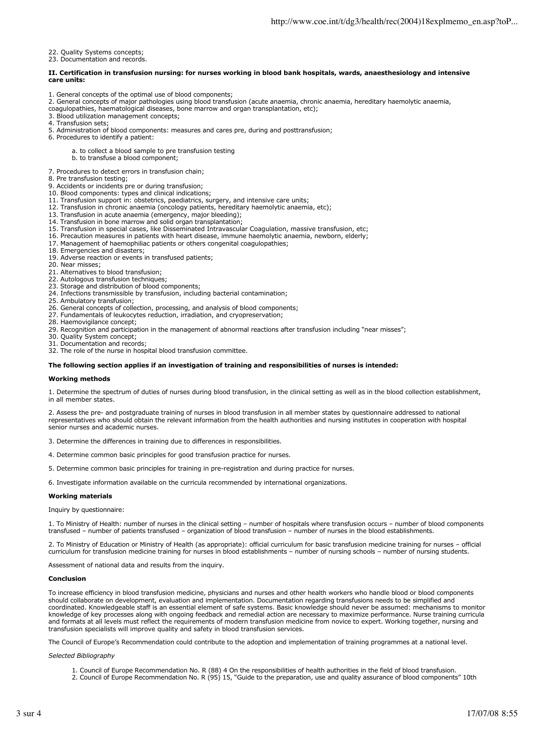22. Quality Systems concepts;
23. Documentation and records.

**II. Certification in transfusion nursing: for nurses working in blood bank hospitals, wards, anaesthesiology and intensive care units:**

1. General concepts of the optimal use of blood components;
2. General concepts of major pathologies using blood transfusion (acute anaemia, chronic anaemia, hereditary haemolytic anaemia, coagulopathies, haematological diseases, bone marrow and organ transplantation, etc);
3. Blood utilization management concepts;
4. Transfusion sets;
5. Administration of blood components: measures and cares pre, during and posttransfusion;
6. Procedures to identify a patient:
    a. to collect a blood sample to pre transfusion testing
    b. to transfuse a blood component;
7. Procedures to detect errors in transfusion chain;
8. Pre transfusion testing;
9. Accidents or incidents pre or during transfusion;
10. Blood components: types and clinical indications;
11. Transfusion support in: obstetrics, paediatrics, surgery, and intensive care units;
12. Transfusion in chronic anaemia (oncology patients, hereditary haemolytic anaemia, etc);
13. Transfusion in acute anaemia (emergency, major bleeding);
14. Transfusion in bone marrow and solid organ transplantation;
15. Transfusion in special cases, like Disseminated Intravascular Coagulation, massive transfusion, etc;
16. Precaution measures in patients with heart disease, immune haemolytic anaemia, newborn, elderly;
17. Management of haemophiliac patients or others congenital coagulopathies;
18. Emergencies and disasters;
19. Adverse reaction or events in transfused patients;
20. Near misses;
21. Alternatives to blood transfusion;
22. Autologous transfusion techniques;
23. Storage and distribution of blood components;
24. Infections transmissible by transfusion, including bacterial contamination;
25. Ambulatory transfusion;
26. General concepts of collection, processing, and analysis of blood components;
27. Fundamentals of leukocytes reduction, irradiation, and cryopreservation;
28. Haemovigilance concept;
29. Recognition and participation in the management of abnormal reactions after transfusion including "near misses";
30. Quality System concept;
31. Documentation and records;
32. The role of the nurse in hospital blood transfusion committee.

**The following section applies if an investigation of training and responsibilities of nurses is intended:**

**Working methods**

1. Determine the spectrum of duties of nurses during blood transfusion, in the clinical setting as well as in the blood collection establishment, in all member states.

2. Assess the pre- and postgraduate training of nurses in blood transfusion in all member states by questionnaire addressed to national representatives who should obtain the relevant information from the health authorities and nursing institutes in cooperation with hospital senior nurses and academic nurses.

3. Determine the differences in training due to differences in responsibilities.

4. Determine common basic principles for good transfusion practice for nurses.

5. Determine common basic principles for training in pre-registration and during practice for nurses.

6. Investigate information available on the curricula recommended by international organizations.

**Working materials**

Inquiry by questionnaire:

1. To Ministry of Health: number of nurses in the clinical setting – number of hospitals where transfusion occurs – number of blood components transfused – number of patients transfused – organization of blood transfusion – number of nurses in the blood establishments.

2. To Ministry of Education or Ministry of Health (as appropriate): official curriculum for basic transfusion medicine training for nurses – official curriculum for transfusion medicine training for nurses in blood establishments – number of nursing schools – number of nursing students.

Assessment of national data and results from the inquiry.

**Conclusion**

To increase efficiency in blood transfusion medicine, physicians and nurses and other health workers who handle blood or blood components should collaborate on development, evaluation and implementation. Documentation regarding transfusions needs to be simplified and coordinated. Knowledgeable staff is an essential element of safe systems. Basic knowledge should never be assumed: mechanisms to monitor knowledge of key processes along with ongoing feedback and remedial action are necessary to maximize performance. Nurse training curricula and formats at all levels must reflect the requirements of modern transfusion medicine from novice to expert. Working together, nursing and transfusion specialists will improve quality and safety in blood transfusion services.

The Council of Europe's Recommendation could contribute to the adoption and implementation of training programmes at a national level.

*Selected Bibliography*

1. Council of Europe Recommendation No. R (88) 4 On the responsibilities of health authorities in the field of blood transfusion.
2. Council of Europe Recommendation No. R (95) 15, "Guide to the preparation, use and quality assurance of blood components" 10th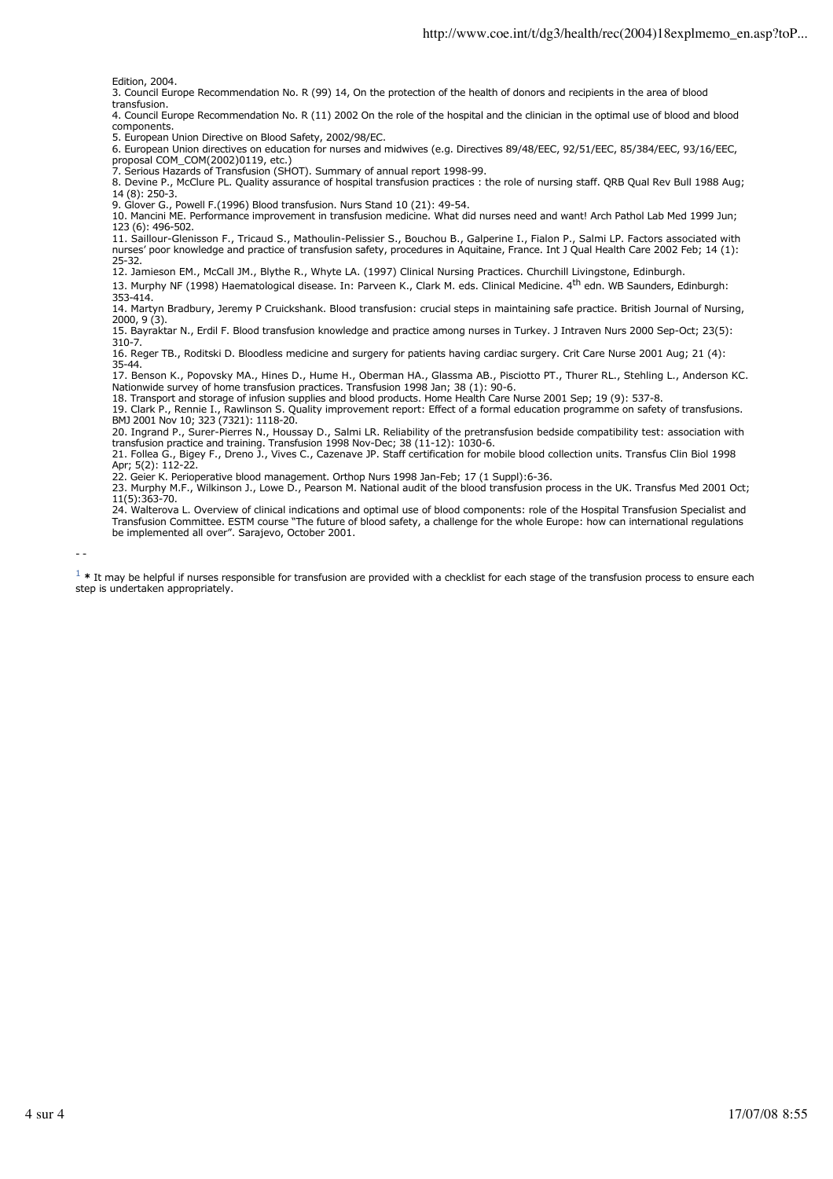Edition, 2004.

3. Council Europe Recommendation No. R (99) 14, On the protection of the health of donors and recipients in the area of blood transfusion.
4. Council Europe Recommendation No. R (11) 2002 On the role of the hospital and the clinician in the optimal use of blood and blood components.
5. European Union Directive on Blood Safety, 2002/98/EC.
6. European Union directives on education for nurses and midwives (e.g. Directives 89/48/EEC, 92/51/EEC, 85/384/EEC, 93/16/EEC, proposal COM_COM(2002)0119, etc.)
7. Serious Hazards of Transfusion (SHOT). Summary of annual report 1998-99.
8. Devine P., McClure PL. Quality assurance of hospital transfusion practices : the role of nursing staff. QRB Qual Rev Bull 1988 Aug; 14 (8): 250-3.
9. Glover G., Powell F.(1996) Blood transfusion. Nurs Stand 10 (21): 49-54.
10. Mancini ME. Performance improvement in transfusion medicine. What did nurses need and want! Arch Pathol Lab Med 1999 Jun; 123 (6): 496-502.
11. Saillour-Glenisson F., Tricaud S., Mathoulin-Pelissier S., Bouchou B., Galperine I., Fialon P., Salmi LP. Factors associated with nurses' poor knowledge and practice of transfusion safety, procedures in Aquitaine, France. Int J Qual Health Care 2002 Feb; 14 (1): 25-32.
12. Jamieson EM., McCall JM., Blythe R., Whyte LA. (1997) Clinical Nursing Practices. Churchill Livingstone, Edinburgh.
13. Murphy NF (1998) Haematological disease. In: Parveen K., Clark M. eds. Clinical Medicine. 4th edn. WB Saunders, Edinburgh: 353-414.
14. Martyn Bradbury, Jeremy P Cruickshank. Blood transfusion: crucial steps in maintaining safe practice. British Journal of Nursing, 2000, 9 (3).
15. Bayraktar N., Erdil F. Blood transfusion knowledge and practice among nurses in Turkey. J Intraven Nurs 2000 Sep-Oct; 23(5): 310-7.
16. Reger TB., Roditski D. Bloodless medicine and surgery for patients having cardiac surgery. Crit Care Nurse 2001 Aug; 21 (4): 35-44.
17. Benson K., Popovsky MA., Hines D., Hume H., Oberman HA., Glassma AB., Pisciotto PT., Thurer RL., Stehling L., Anderson KC. Nationwide survey of home transfusion practices. Transfusion 1998 Jan; 38 (1): 90-6.
18. Transport and storage of infusion supplies and blood products. Home Health Care Nurse 2001 Sep; 19 (9): 537-8.
19. Clark P., Rennie I., Rawlinson S. Quality improvement report: Effect of a formal education programme on safety of transfusions. BMJ 2001 Nov 10; 323 (7321): 1118-20.
20. Ingrand P., Surer-Pierres N., Houssay D., Salmi LR. Reliability of the pretransfusion bedside compatibility test: association with transfusion practice and training. Transfusion 1998 Nov-Dec; 38 (11-12): 1030-6.
21. Follea G., Bigey F., Dreno J., Vives C., Cazenave JP. Staff certification for mobile blood collection units. Transfus Clin Biol 1998 Apr; 5(2): 112-22.
22. Geier K. Perioperative blood management. Orthop Nurs 1998 Jan-Feb; 17 (1 Suppl):6-36.
23. Murphy M.F., Wilkinson J., Lowe D., Pearson M. National audit of the blood transfusion process in the UK. Transfus Med 2001 Oct; 11(5):363-70.
24. Walterova L. Overview of clinical indications and optimal use of blood components: role of the Hospital Transfusion Specialist and Transfusion Committee. ESTM course "The future of blood safety, a challenge for the whole Europe: how can international regulations be implemented all over". Sarajevo, October 2001.

- -

[1] * It may be helpful if nurses responsible for transfusion are provided with a checklist for each stage of the transfusion process to ensure each step is undertaken appropriately.